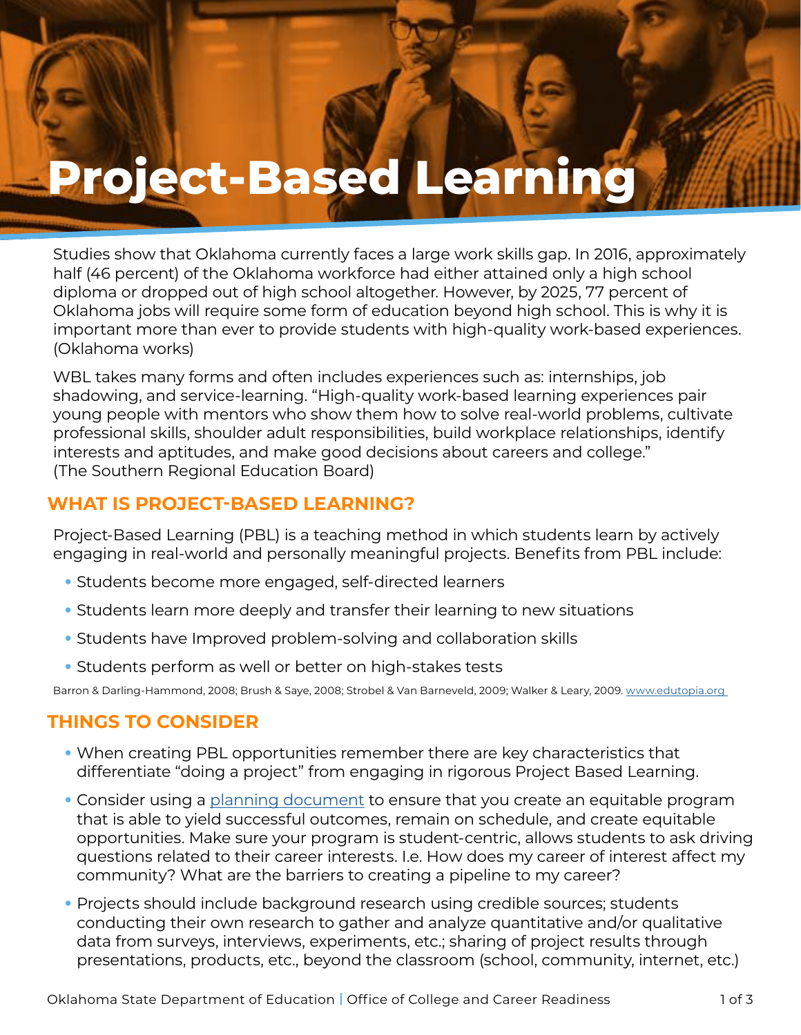# Project-Based Learning

Studies show that Oklahoma currently faces a large work skills gap. In 2016, approximately half (46 percent) of the Oklahoma workforce had either attained only a high school diploma or dropped out of high school altogether. However, by 2025, 77 percent of Oklahoma jobs will require some form of education beyond high school. This is why it is important more than ever to provide students with high-quality work-based experiences. (Oklahoma works)

WBL takes many forms and often includes experiences such as: internships, job shadowing, and service-learning. "High-quality work-based learning experiences pair young people with mentors who show them how to solve real-world problems, cultivate professional skills, shoulder adult responsibilities, build workplace relationships, identify interests and aptitudes, and make good decisions about careers and college." (The Southern Regional Education Board)

## WHAT IS PROJECT-BASED LEARNING?

Project-Based Learning (PBL) is a teaching method in which students learn by actively engaging in real-world and personally meaningful projects. Benefits from PBL include:

- Students become more engaged, self-directed learners
- Students learn more deeply and transfer their learning to new situations
- Students have Improved problem-solving and collaboration skills
- Students perform as well or better on high-stakes tests

Barron & Darling-Hammond, 2008; Brush & Saye, 2008; Strobel & Van Barneveld, 2009; Walker & Leary, 2009. www.edutopia.org

## THINGS TO CONSIDER

- When creating PBL opportunities remember there are key characteristics that differentiate "doing a project" from engaging in rigorous Project Based Learning.
- Consider using a planning document to ensure that you create an equitable program that is able to yield successful outcomes, remain on schedule, and create equitable opportunities. Make sure your program is student-centric, allows students to ask driving questions related to their career interests. I.e. How does my career of interest affect my community? What are the barriers to creating a pipeline to my career?
- Projects should include background research using credible sources; students conducting their own research to gather and analyze quantitative and/or qualitative data from surveys, interviews, experiments, etc.; sharing of project results through presentations, products, etc., beyond the classroom (school, community, internet, etc.)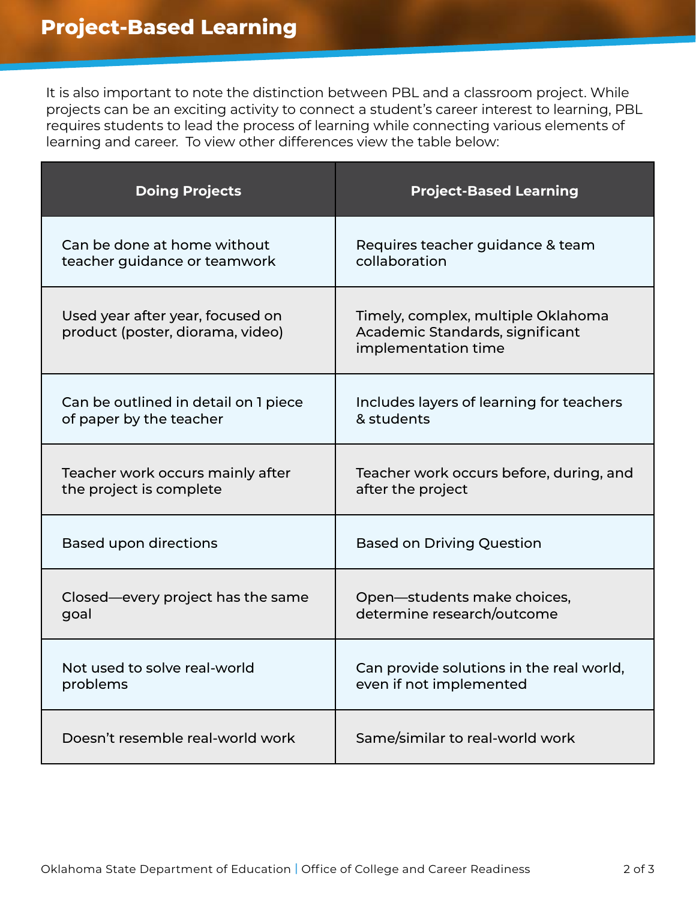# Project-Based Learning

It is also important to note the distinction between PBL and a classroom project. While projects can be an exciting activity to connect a student's career interest to learning, PBL requires students to lead the process of learning while connecting various elements of learning and career.  To view other differences view the table below:

| Doing Projects | Project-Based Learning |
| --- | --- |
| Can be done at home without teacher guidance or teamwork | Requires teacher guidance & team collaboration |
| Used year after year, focused on product (poster, diorama, video) | Timely, complex, multiple Oklahoma Academic Standards, significant implementation time |
| Can be outlined in detail on 1 piece of paper by the teacher | Includes layers of learning for teachers & students |
| Teacher work occurs mainly after the project is complete | Teacher work occurs before, during, and after the project |
| Based upon directions | Based on Driving Question |
| Closed—every project has the same goal | Open—students make choices, determine research/outcome |
| Not used to solve real-world problems | Can provide solutions in the real world, even if not implemented |
| Doesn't resemble real-world work | Same/similar to real-world work |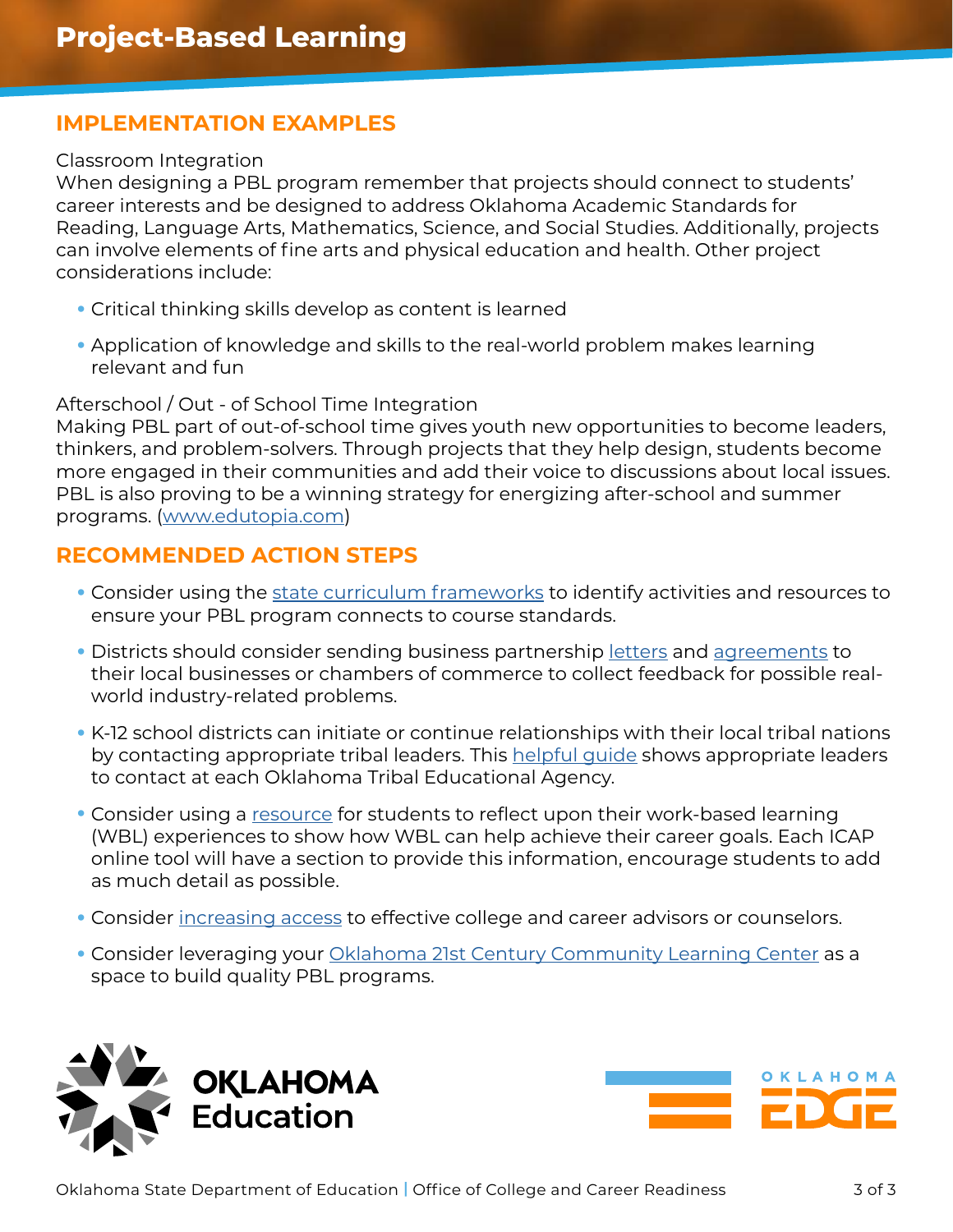# Project-Based Learning

## IMPLEMENTATION EXAMPLES

Classroom Integration
When designing a PBL program remember that projects should connect to students' career interests and be designed to address Oklahoma Academic Standards for Reading, Language Arts, Mathematics, Science, and Social Studies. Additionally, projects can involve elements of fine arts and physical education and health. Other project considerations include:

- Critical thinking skills develop as content is learned
- Application of knowledge and skills to the real-world problem makes learning relevant and fun

Afterschool / Out - of School Time Integration
Making PBL part of out-of-school time gives youth new opportunities to become leaders, thinkers, and problem-solvers. Through projects that they help design, students become more engaged in their communities and add their voice to discussions about local issues. PBL is also proving to be a winning strategy for energizing after-school and summer programs. (www.edutopia.com)

## RECOMMENDED ACTION STEPS

- Consider using the state curriculum frameworks to identify activities and resources to ensure your PBL program connects to course standards.
- Districts should consider sending business partnership letters and agreements to their local businesses or chambers of commerce to collect feedback for possible real-world industry-related problems.
- K-12 school districts can initiate or continue relationships with their local tribal nations by contacting appropriate tribal leaders. This helpful guide shows appropriate leaders to contact at each Oklahoma Tribal Educational Agency.
- Consider using a resource for students to reflect upon their work-based learning (WBL) experiences to show how WBL can help achieve their career goals. Each ICAP online tool will have a section to provide this information, encourage students to add as much detail as possible.
- Consider increasing access to effective college and career advisors or counselors.
- Consider leveraging your Oklahoma 21st Century Community Learning Center as a space to build quality PBL programs.